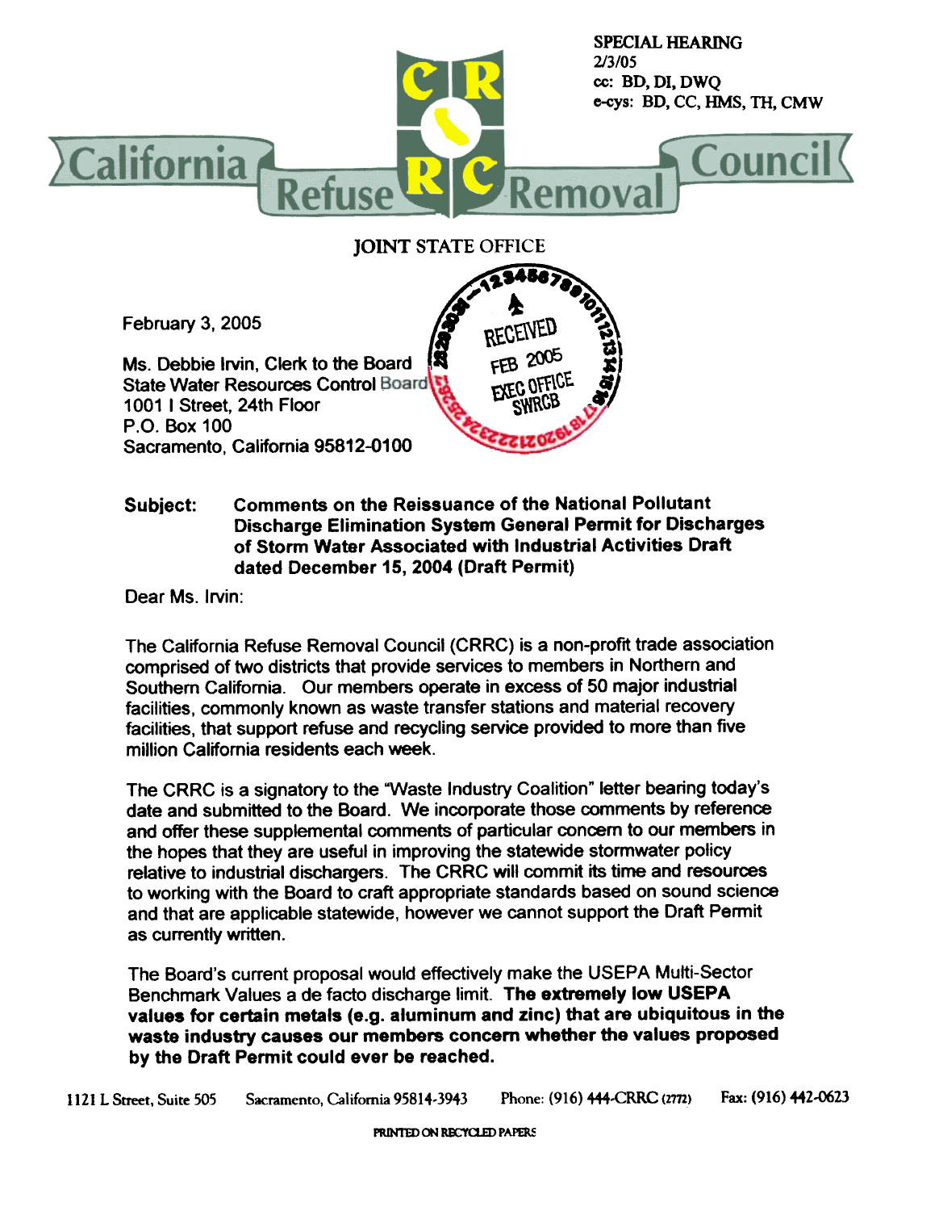SPECIAL HEARING
2/3/05
cc: BD, DI, DWQ
e-cys: BD, CC, HMS, TH, CMW

# California Refuse Removal Council

JOINT STATE OFFICE

RECEIVED
FEB 2005
EXEC OFFICE
SWRCB

February 3, 2005

Ms. Debbie Irvin, Clerk to the Board
State Water Resources Control Board
1001 I Street, 24th Floor
P.O. Box 100
Sacramento, California 95812-0100

**Subject: Comments on the Reissuance of the National Pollutant Discharge Elimination System General Permit for Discharges of Storm Water Associated with Industrial Activities Draft dated December 15, 2004 (Draft Permit)**

Dear Ms. Irvin:

The California Refuse Removal Council (CRRC) is a non-profit trade association comprised of two districts that provide services to members in Northern and Southern California. Our members operate in excess of 50 major industrial facilities, commonly known as waste transfer stations and material recovery facilities, that support refuse and recycling service provided to more than five million California residents each week.

The CRRC is a signatory to the "Waste Industry Coalition" letter bearing today's date and submitted to the Board. We incorporate those comments by reference and offer these supplemental comments of particular concern to our members in the hopes that they are useful in improving the statewide stormwater policy relative to industrial dischargers. The CRRC will commit its time and resources to working with the Board to craft appropriate standards based on sound science and that are applicable statewide, however we cannot support the Draft Permit as currently written.

The Board's current proposal would effectively make the USEPA Multi-Sector Benchmark Values a de facto discharge limit. **The extremely low USEPA values for certain metals (e.g. aluminum and zinc) that are ubiquitous in the waste industry causes our members concern whether the values proposed by the Draft Permit could ever be reached.**

1121 L Street, Suite 505 Sacramento, California 95814-3943 Phone: (916) 444-CRRC (2772) Fax: (916) 442-0623

PRINTED ON RECYCLED PAPERS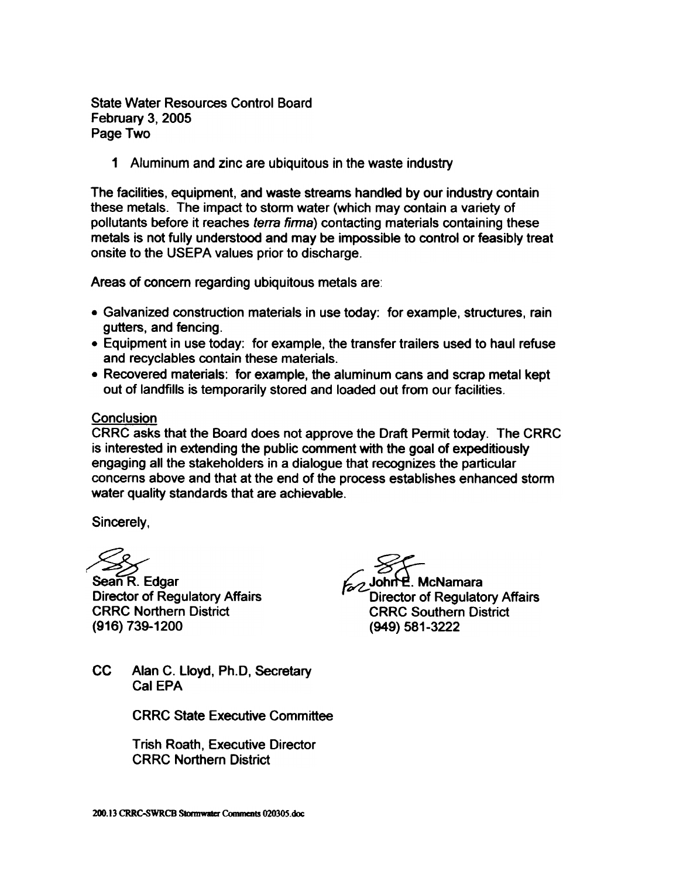State Water Resources Control Board
February 3, 2005
Page Two

1 Aluminum and zinc are ubiquitous in the waste industry

The facilities, equipment, and waste streams handled by our industry contain these metals. The impact to storm water (which may contain a variety of pollutants before it reaches *terra firma*) contacting materials containing these metals is not fully understood and may be impossible to control or feasibly treat onsite to the USEPA values prior to discharge.

Areas of concern regarding ubiquitous metals are:

- Galvanized construction materials in use today: for example, structures, rain gutters, and fencing.
- Equipment in use today: for example, the transfer trailers used to haul refuse and recyclables contain these materials.
- Recovered materials: for example, the aluminum cans and scrap metal kept out of landfills is temporarily stored and loaded out from our facilities.

Conclusion

CRRC asks that the Board does not approve the Draft Permit today. The CRRC is interested in extending the public comment with the goal of expeditiously engaging all the stakeholders in a dialogue that recognizes the particular concerns above and that at the end of the process establishes enhanced storm water quality standards that are achievable.

Sincerely,

Sean R. Edgar
Director of Regulatory Affairs
CRRC Northern District
(916) 739-1200

For John E. McNamara
Director of Regulatory Affairs
CRRC Southern District
(949) 581-3222

CC Alan C. Lloyd, Ph.D, Secretary
Cal EPA

CRRC State Executive Committee

Trish Roath, Executive Director
CRRC Northern District

200.13 CRRC-SWRCB Stormwater Comments 020305.doc